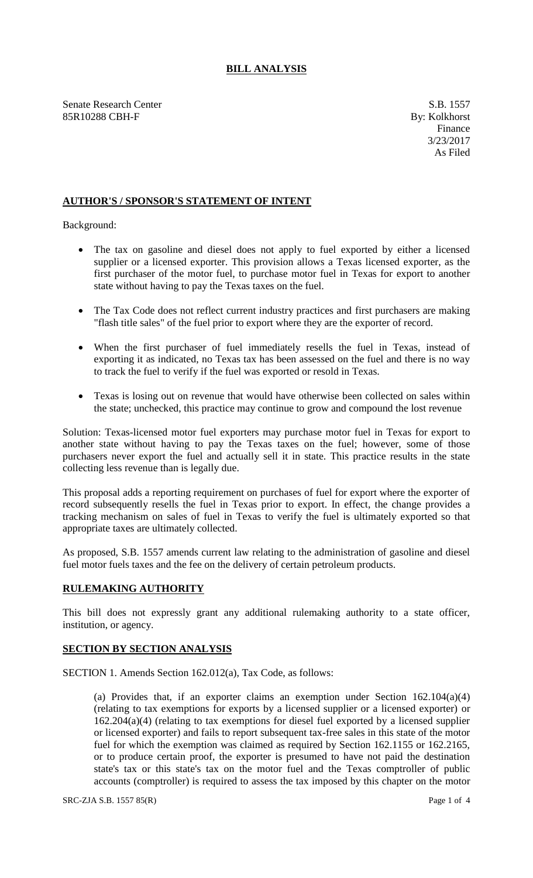# BILL ANALYSIS

Senate Research Center
85R10288 CBH-F

S.B. 1557
By: Kolkhorst
Finance
3/23/2017
As Filed

## AUTHOR'S / SPONSOR'S STATEMENT OF INTENT

Background:

- The tax on gasoline and diesel does not apply to fuel exported by either a licensed supplier or a licensed exporter. This provision allows a Texas licensed exporter, as the first purchaser of the motor fuel, to purchase motor fuel in Texas for export to another state without having to pay the Texas taxes on the fuel.
- The Tax Code does not reflect current industry practices and first purchasers are making "flash title sales" of the fuel prior to export where they are the exporter of record.
- When the first purchaser of fuel immediately resells the fuel in Texas, instead of exporting it as indicated, no Texas tax has been assessed on the fuel and there is no way to track the fuel to verify if the fuel was exported or resold in Texas.
- Texas is losing out on revenue that would have otherwise been collected on sales within the state; unchecked, this practice may continue to grow and compound the lost revenue

Solution: Texas-licensed motor fuel exporters may purchase motor fuel in Texas for export to another state without having to pay the Texas taxes on the fuel; however, some of those purchasers never export the fuel and actually sell it in state. This practice results in the state collecting less revenue than is legally due.

This proposal adds a reporting requirement on purchases of fuel for export where the exporter of record subsequently resells the fuel in Texas prior to export. In effect, the change provides a tracking mechanism on sales of fuel in Texas to verify the fuel is ultimately exported so that appropriate taxes are ultimately collected.

As proposed, S.B. 1557 amends current law relating to the administration of gasoline and diesel fuel motor fuels taxes and the fee on the delivery of certain petroleum products.

## RULEMAKING AUTHORITY

This bill does not expressly grant any additional rulemaking authority to a state officer, institution, or agency.

## SECTION BY SECTION ANALYSIS

SECTION 1. Amends Section 162.012(a), Tax Code, as follows:

(a) Provides that, if an exporter claims an exemption under Section 162.104(a)(4) (relating to tax exemptions for exports by a licensed supplier or a licensed exporter) or 162.204(a)(4) (relating to tax exemptions for diesel fuel exported by a licensed supplier or licensed exporter) and fails to report subsequent tax-free sales in this state of the motor fuel for which the exemption was claimed as required by Section 162.1155 or 162.2165, or to produce certain proof, the exporter is presumed to have not paid the destination state's tax or this state's tax on the motor fuel and the Texas comptroller of public accounts (comptroller) is required to assess the tax imposed by this chapter on the motor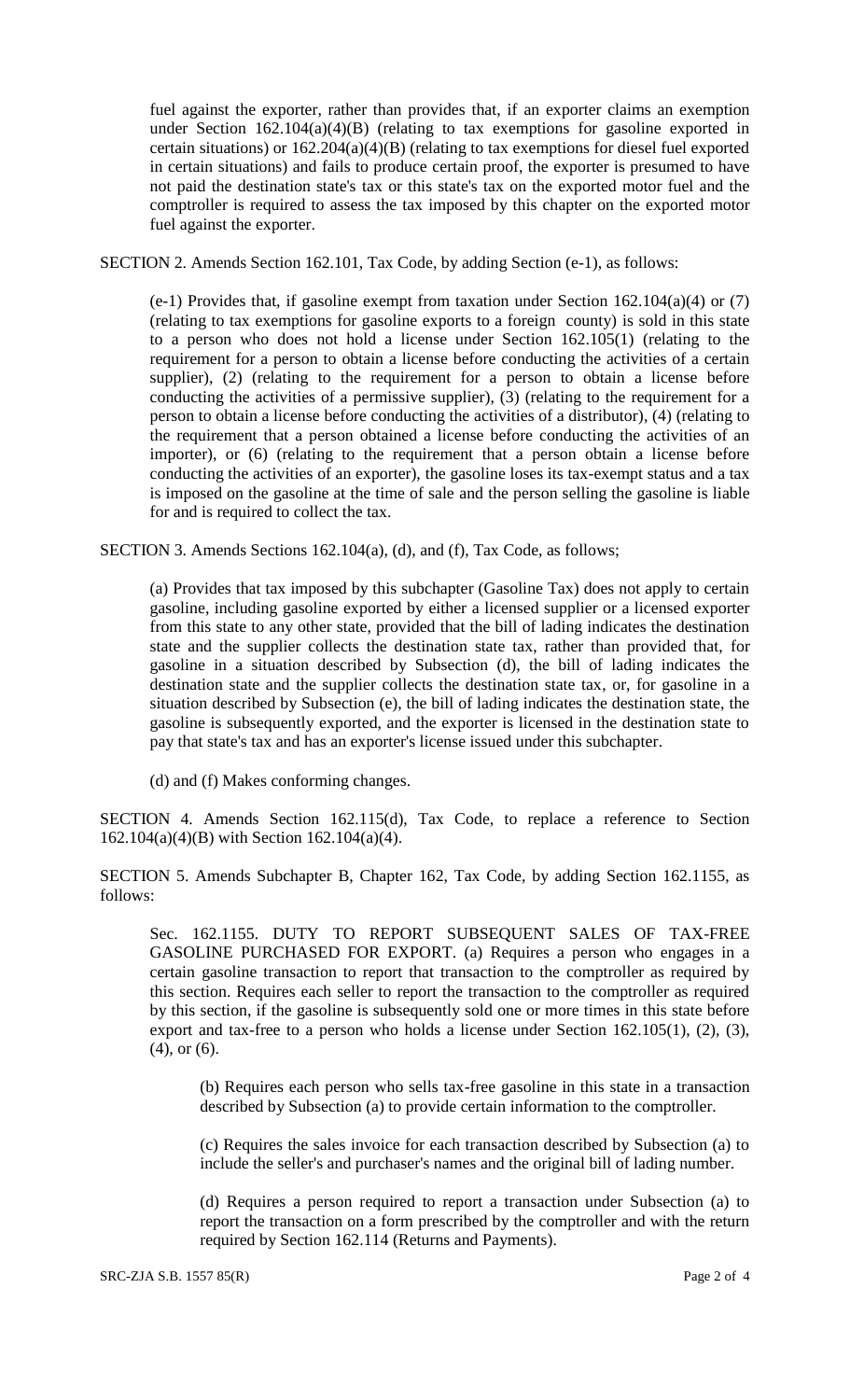fuel against the exporter, rather than provides that, if an exporter claims an exemption under Section 162.104(a)(4)(B) (relating to tax exemptions for gasoline exported in certain situations) or 162.204(a)(4)(B) (relating to tax exemptions for diesel fuel exported in certain situations) and fails to produce certain proof, the exporter is presumed to have not paid the destination state's tax or this state's tax on the exported motor fuel and the comptroller is required to assess the tax imposed by this chapter on the exported motor fuel against the exporter.

SECTION 2. Amends Section 162.101, Tax Code, by adding Section (e-1), as follows:

(e-1) Provides that, if gasoline exempt from taxation under Section 162.104(a)(4) or (7) (relating to tax exemptions for gasoline exports to a foreign county) is sold in this state to a person who does not hold a license under Section 162.105(1) (relating to the requirement for a person to obtain a license before conducting the activities of a certain supplier), (2) (relating to the requirement for a person to obtain a license before conducting the activities of a permissive supplier), (3) (relating to the requirement for a person to obtain a license before conducting the activities of a distributor), (4) (relating to the requirement that a person obtained a license before conducting the activities of an importer), or (6) (relating to the requirement that a person obtain a license before conducting the activities of an exporter), the gasoline loses its tax-exempt status and a tax is imposed on the gasoline at the time of sale and the person selling the gasoline is liable for and is required to collect the tax.

SECTION 3. Amends Sections 162.104(a), (d), and (f), Tax Code, as follows;

(a) Provides that tax imposed by this subchapter (Gasoline Tax) does not apply to certain gasoline, including gasoline exported by either a licensed supplier or a licensed exporter from this state to any other state, provided that the bill of lading indicates the destination state and the supplier collects the destination state tax, rather than provided that, for gasoline in a situation described by Subsection (d), the bill of lading indicates the destination state and the supplier collects the destination state tax, or, for gasoline in a situation described by Subsection (e), the bill of lading indicates the destination state, the gasoline is subsequently exported, and the exporter is licensed in the destination state to pay that state's tax and has an exporter's license issued under this subchapter.

(d) and (f) Makes conforming changes.

SECTION 4. Amends Section 162.115(d), Tax Code, to replace a reference to Section 162.104(a)(4)(B) with Section 162.104(a)(4).

SECTION 5. Amends Subchapter B, Chapter 162, Tax Code, by adding Section 162.1155, as follows:

Sec. 162.1155. DUTY TO REPORT SUBSEQUENT SALES OF TAX-FREE GASOLINE PURCHASED FOR EXPORT. (a) Requires a person who engages in a certain gasoline transaction to report that transaction to the comptroller as required by this section. Requires each seller to report the transaction to the comptroller as required by this section, if the gasoline is subsequently sold one or more times in this state before export and tax-free to a person who holds a license under Section 162.105(1), (2), (3), (4), or (6).

(b) Requires each person who sells tax-free gasoline in this state in a transaction described by Subsection (a) to provide certain information to the comptroller.

(c) Requires the sales invoice for each transaction described by Subsection (a) to include the seller's and purchaser's names and the original bill of lading number.

(d) Requires a person required to report a transaction under Subsection (a) to report the transaction on a form prescribed by the comptroller and with the return required by Section 162.114 (Returns and Payments).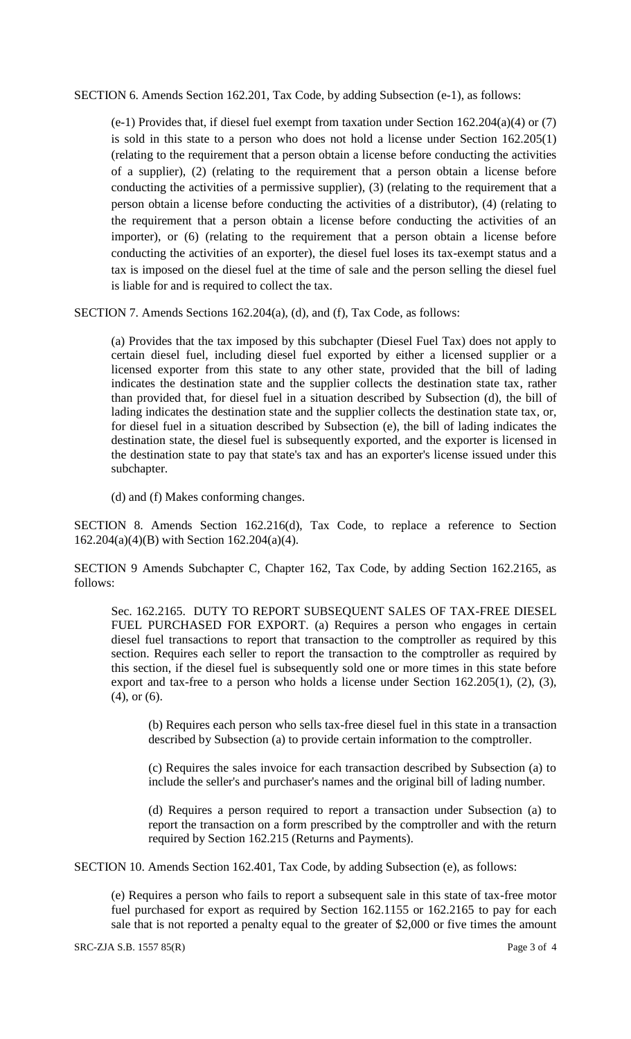SECTION 6. Amends Section 162.201, Tax Code, by adding Subsection (e-1), as follows:

(e-1) Provides that, if diesel fuel exempt from taxation under Section 162.204(a)(4) or (7) is sold in this state to a person who does not hold a license under Section 162.205(1) (relating to the requirement that a person obtain a license before conducting the activities of a supplier), (2) (relating to the requirement that a person obtain a license before conducting the activities of a permissive supplier), (3) (relating to the requirement that a person obtain a license before conducting the activities of a distributor), (4) (relating to the requirement that a person obtain a license before conducting the activities of an importer), or (6) (relating to the requirement that a person obtain a license before conducting the activities of an exporter), the diesel fuel loses its tax-exempt status and a tax is imposed on the diesel fuel at the time of sale and the person selling the diesel fuel is liable for and is required to collect the tax.

SECTION 7. Amends Sections 162.204(a), (d), and (f), Tax Code, as follows:

(a) Provides that the tax imposed by this subchapter (Diesel Fuel Tax) does not apply to certain diesel fuel, including diesel fuel exported by either a licensed supplier or a licensed exporter from this state to any other state, provided that the bill of lading indicates the destination state and the supplier collects the destination state tax, rather than provided that, for diesel fuel in a situation described by Subsection (d), the bill of lading indicates the destination state and the supplier collects the destination state tax, or, for diesel fuel in a situation described by Subsection (e), the bill of lading indicates the destination state, the diesel fuel is subsequently exported, and the exporter is licensed in the destination state to pay that state's tax and has an exporter's license issued under this subchapter.

(d) and (f) Makes conforming changes.

SECTION 8. Amends Section 162.216(d), Tax Code, to replace a reference to Section 162.204(a)(4)(B) with Section 162.204(a)(4).

SECTION 9 Amends Subchapter C, Chapter 162, Tax Code, by adding Section 162.2165, as follows:

Sec. 162.2165. DUTY TO REPORT SUBSEQUENT SALES OF TAX-FREE DIESEL FUEL PURCHASED FOR EXPORT. (a) Requires a person who engages in certain diesel fuel transactions to report that transaction to the comptroller as required by this section. Requires each seller to report the transaction to the comptroller as required by this section, if the diesel fuel is subsequently sold one or more times in this state before export and tax-free to a person who holds a license under Section 162.205(1), (2), (3), (4), or (6).

(b) Requires each person who sells tax-free diesel fuel in this state in a transaction described by Subsection (a) to provide certain information to the comptroller.

(c) Requires the sales invoice for each transaction described by Subsection (a) to include the seller's and purchaser's names and the original bill of lading number.

(d) Requires a person required to report a transaction under Subsection (a) to report the transaction on a form prescribed by the comptroller and with the return required by Section 162.215 (Returns and Payments).

SECTION 10. Amends Section 162.401, Tax Code, by adding Subsection (e), as follows:

(e) Requires a person who fails to report a subsequent sale in this state of tax-free motor fuel purchased for export as required by Section 162.1155 or 162.2165 to pay for each sale that is not reported a penalty equal to the greater of $2,000 or five times the amount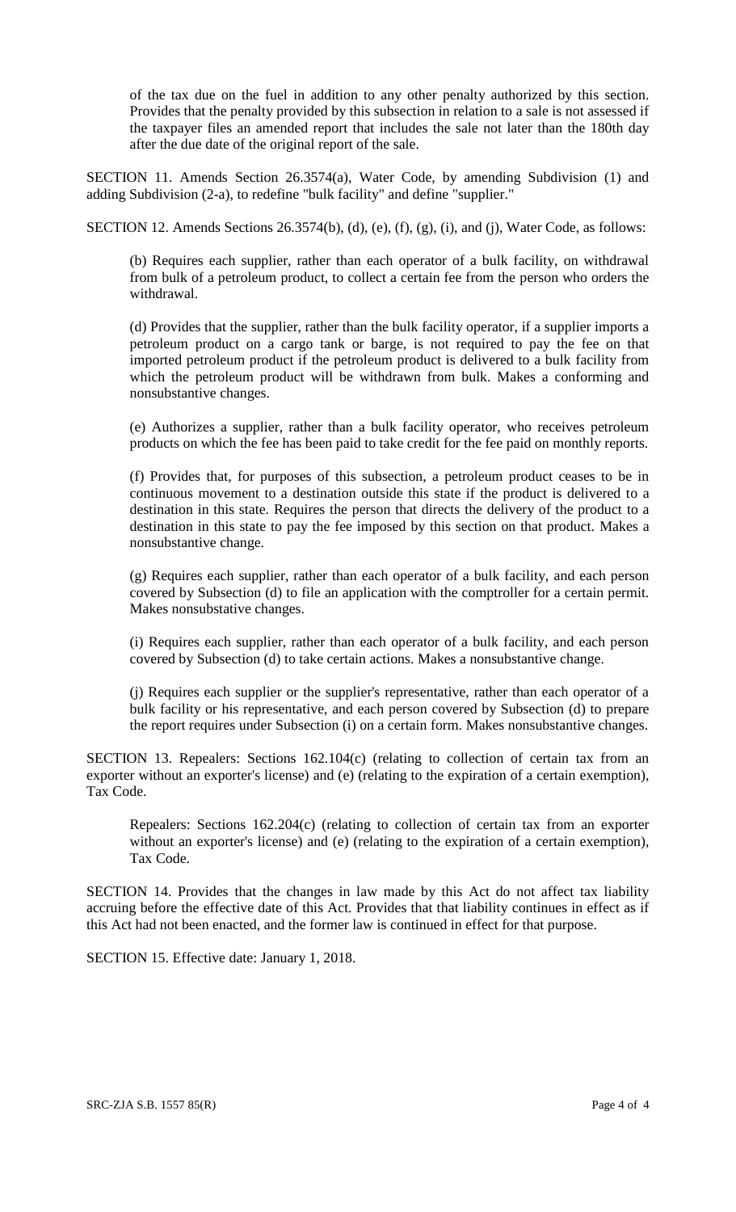of the tax due on the fuel in addition to any other penalty authorized by this section. Provides that the penalty provided by this subsection in relation to a sale is not assessed if the taxpayer files an amended report that includes the sale not later than the 180th day after the due date of the original report of the sale.

SECTION 11. Amends Section 26.3574(a), Water Code, by amending Subdivision (1) and adding Subdivision (2-a), to redefine "bulk facility" and define "supplier."

SECTION 12. Amends Sections 26.3574(b), (d), (e), (f), (g), (i), and (j), Water Code, as follows:

> (b) Requires each supplier, rather than each operator of a bulk facility, on withdrawal from bulk of a petroleum product, to collect a certain fee from the person who orders the withdrawal.
>
> (d) Provides that the supplier, rather than the bulk facility operator, if a supplier imports a petroleum product on a cargo tank or barge, is not required to pay the fee on that imported petroleum product if the petroleum product is delivered to a bulk facility from which the petroleum product will be withdrawn from bulk. Makes a conforming and nonsubstantive changes.
>
> (e) Authorizes a supplier, rather than a bulk facility operator, who receives petroleum products on which the fee has been paid to take credit for the fee paid on monthly reports.
>
> (f) Provides that, for purposes of this subsection, a petroleum product ceases to be in continuous movement to a destination outside this state if the product is delivered to a destination in this state. Requires the person that directs the delivery of the product to a destination in this state to pay the fee imposed by this section on that product. Makes a nonsubstantive change.
>
> (g) Requires each supplier, rather than each operator of a bulk facility, and each person covered by Subsection (d) to file an application with the comptroller for a certain permit. Makes nonsubstative changes.
>
> (i) Requires each supplier, rather than each operator of a bulk facility, and each person covered by Subsection (d) to take certain actions. Makes a nonsubstantive change.
>
> (j) Requires each supplier or the supplier's representative, rather than each operator of a bulk facility or his representative, and each person covered by Subsection (d) to prepare the report requires under Subsection (i) on a certain form. Makes nonsubstantive changes.

SECTION 13. Repealers: Sections 162.104(c) (relating to collection of certain tax from an exporter without an exporter's license) and (e) (relating to the expiration of a certain exemption), Tax Code.

> Repealers: Sections 162.204(c) (relating to collection of certain tax from an exporter without an exporter's license) and (e) (relating to the expiration of a certain exemption), Tax Code.

SECTION 14. Provides that the changes in law made by this Act do not affect tax liability accruing before the effective date of this Act. Provides that that liability continues in effect as if this Act had not been enacted, and the former law is continued in effect for that purpose.

SECTION 15. Effective date: January 1, 2018.